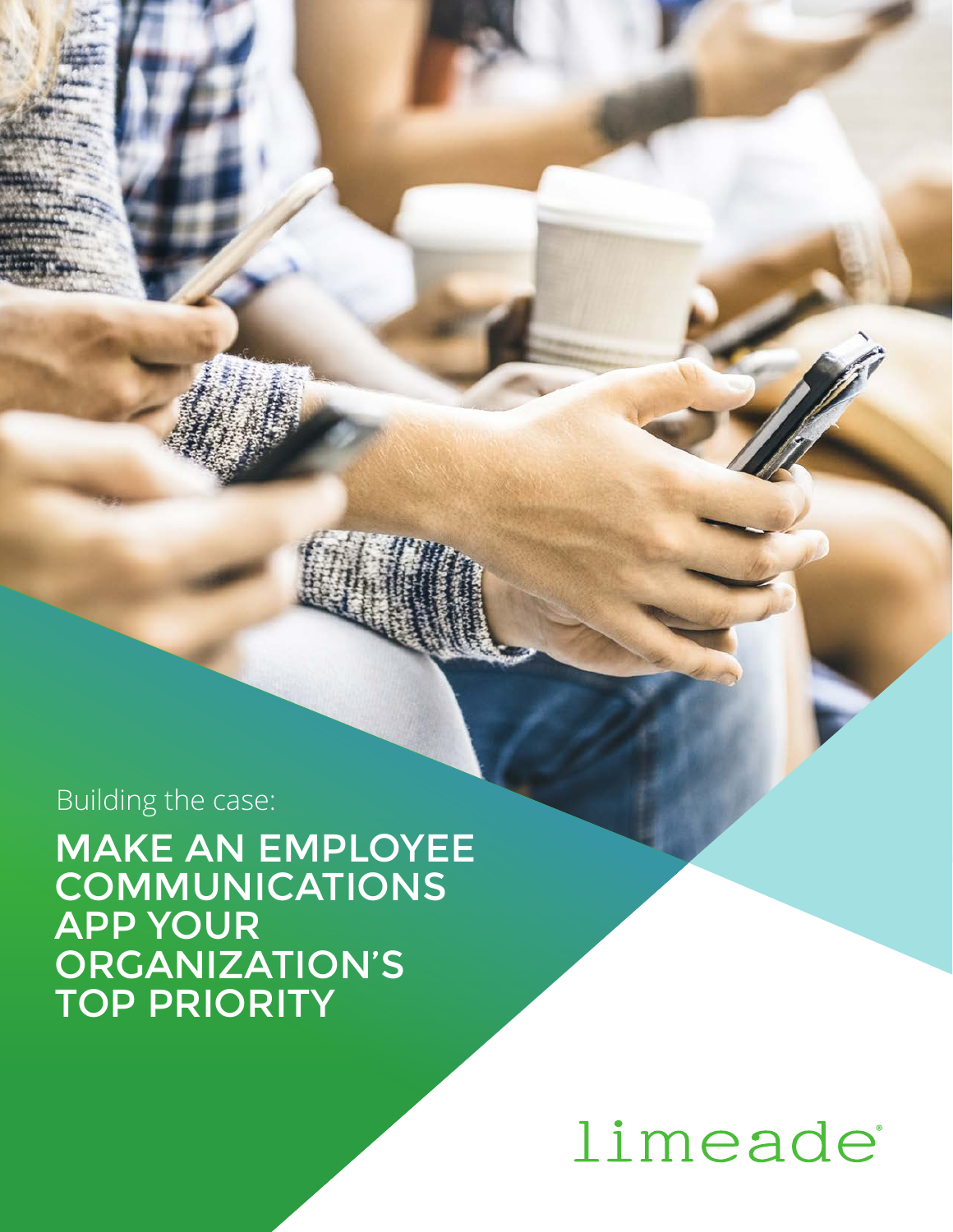Building the case:

# MAKE AN EMPLOYEE COMMUNICATIONS APP YOUR ORGANIZATION'S TOP PRIORITY

limeade®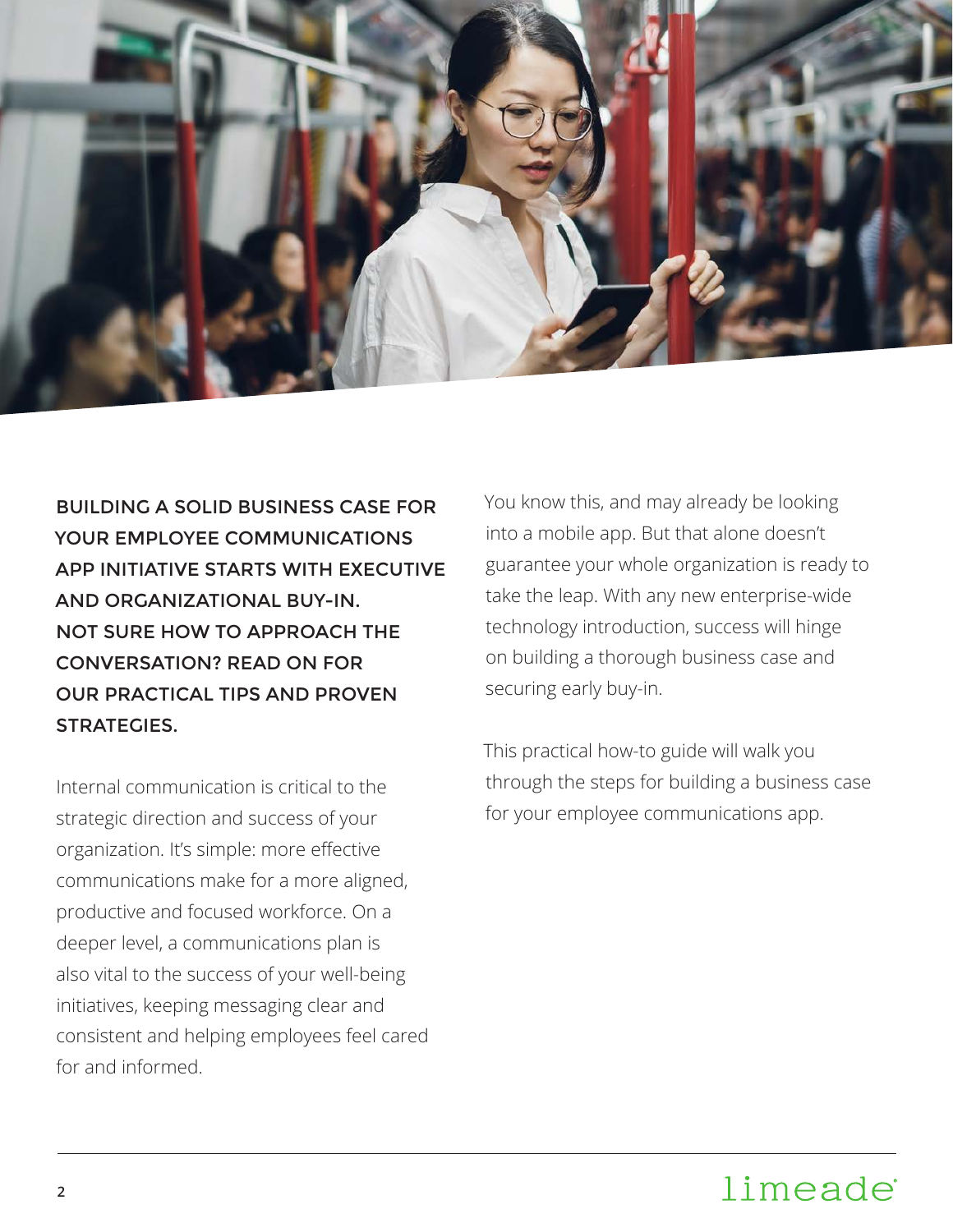**BUILDING A SOLID BUSINESS CASE FOR YOUR EMPLOYEE COMMUNICATIONS APP INITIATIVE STARTS WITH EXECUTIVE AND ORGANIZATIONAL BUY-IN. NOT SURE HOW TO APPROACH THE CONVERSATION? READ ON FOR OUR PRACTICAL TIPS AND PROVEN STRATEGIES.**

Internal communication is critical to the strategic direction and success of your organization. It's simple: more effective communications make for a more aligned, productive and focused workforce. On a deeper level, a communications plan is also vital to the success of your well-being initiatives, keeping messaging clear and consistent and helping employees feel cared for and informed.

You know this, and may already be looking into a mobile app. But that alone doesn't guarantee your whole organization is ready to take the leap. With any new enterprise-wide technology introduction, success will hinge on building a thorough business case and securing early buy-in.

This practical how-to guide will walk you through the steps for building a business case for your employee communications app.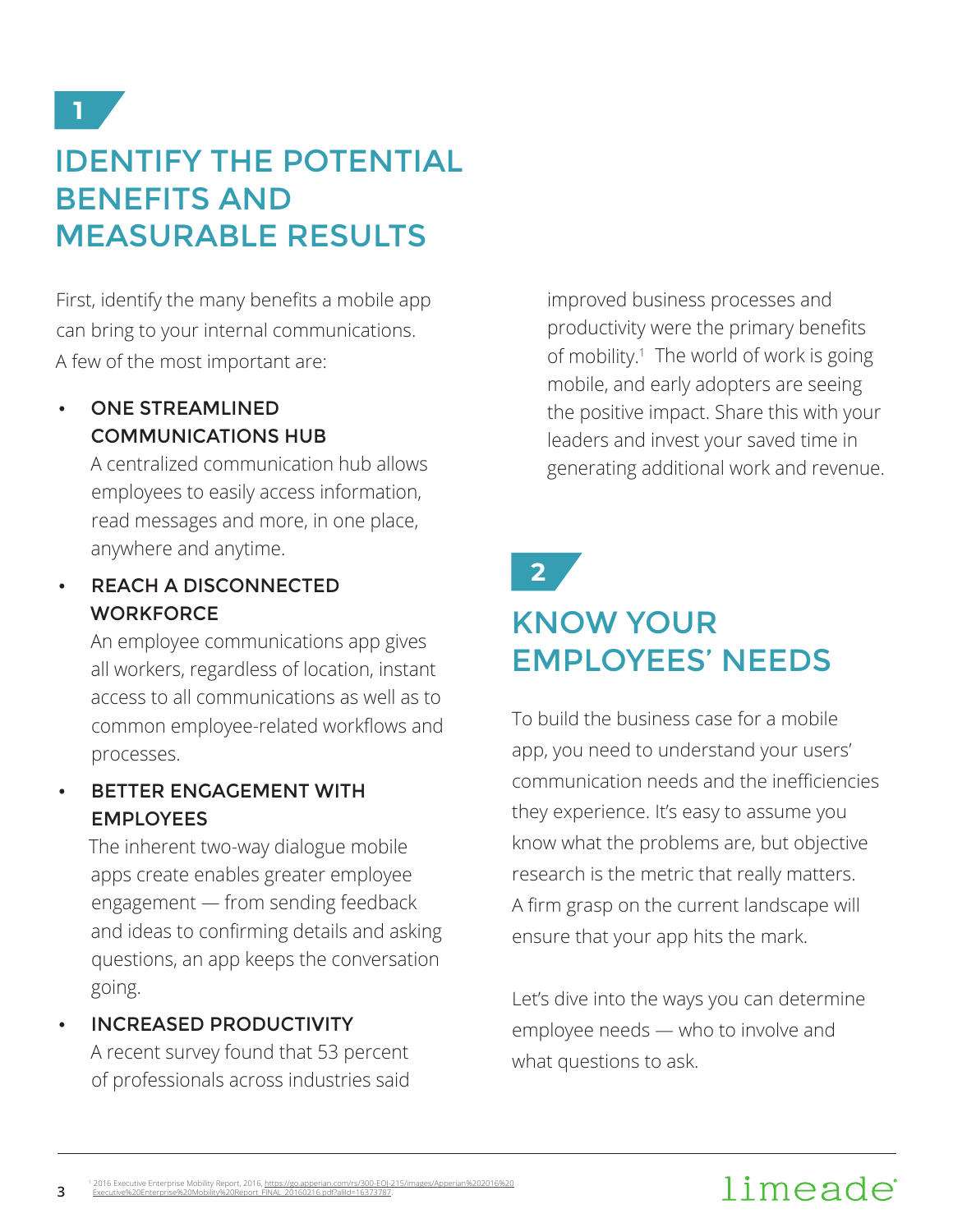1

## IDENTIFY THE POTENTIAL BENEFITS AND MEASURABLE RESULTS

First, identify the many benefits a mobile app can bring to your internal communications. A few of the most important are:

- **ONE STREAMLINED COMMUNICATIONS HUB**
  A centralized communication hub allows employees to easily access information, read messages and more, in one place, anywhere and anytime.
- **REACH A DISCONNECTED WORKFORCE**
  An employee communications app gives all workers, regardless of location, instant access to all communications as well as to common employee-related workflows and processes.
- **BETTER ENGAGEMENT WITH EMPLOYEES**
  The inherent two-way dialogue mobile apps create enables greater employee engagement — from sending feedback and ideas to confirming details and asking questions, an app keeps the conversation going.
- **INCREASED PRODUCTIVITY**
  A recent survey found that 53 percent of professionals across industries said improved business processes and productivity were the primary benefits of mobility.[1] The world of work is going mobile, and early adopters are seeing the positive impact. Share this with your leaders and invest your saved time in generating additional work and revenue.

2

## KNOW YOUR EMPLOYEES' NEEDS

To build the business case for a mobile app, you need to understand your users' communication needs and the inefficiencies they experience. It's easy to assume you know what the problems are, but objective research is the metric that really matters. A firm grasp on the current landscape will ensure that your app hits the mark.

Let's dive into the ways you can determine employee needs — who to involve and what questions to ask.

[1] 2016 Executive Enterprise Mobility Report, 2016, https://go.apperian.com/rs/300-EOJ-215/images/Apperian%202016%20Executive%20Enterprise%20Mobility%20Report_FINAL_20160216.pdf?alild=16373787.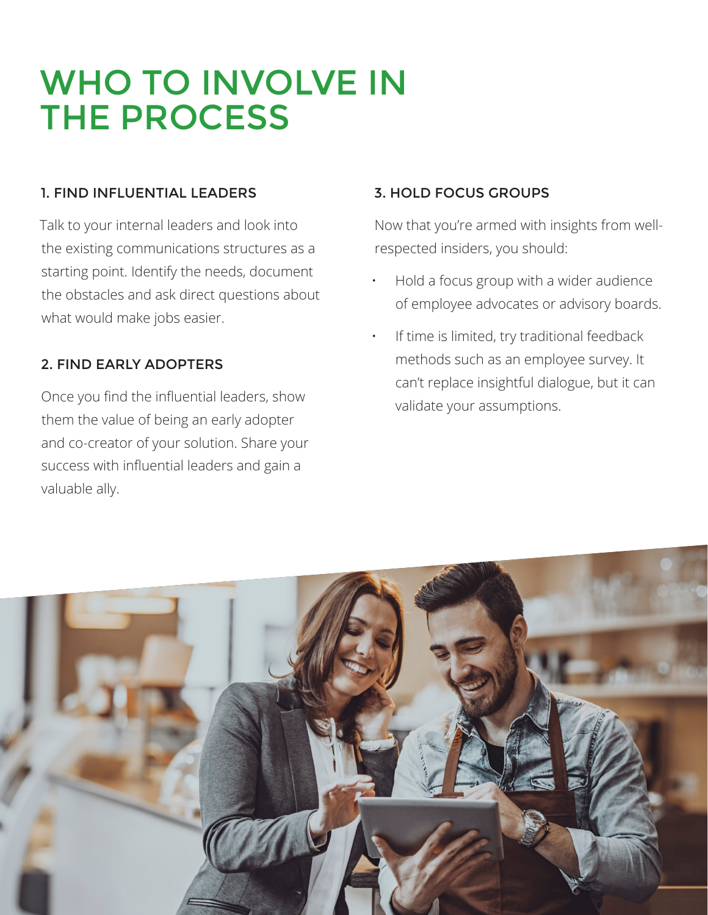# WHO TO INVOLVE IN THE PROCESS

### 1. FIND INFLUENTIAL LEADERS

Talk to your internal leaders and look into the existing communications structures as a starting point. Identify the needs, document the obstacles and ask direct questions about what would make jobs easier.

### 2. FIND EARLY ADOPTERS

Once you find the influential leaders, show them the value of being an early adopter and co-creator of your solution. Share your success with influential leaders and gain a valuable ally.

### 3. HOLD FOCUS GROUPS

Now that you're armed with insights from well-respected insiders, you should:

- Hold a focus group with a wider audience of employee advocates or advisory boards.
- If time is limited, try traditional feedback methods such as an employee survey. It can't replace insightful dialogue, but it can validate your assumptions.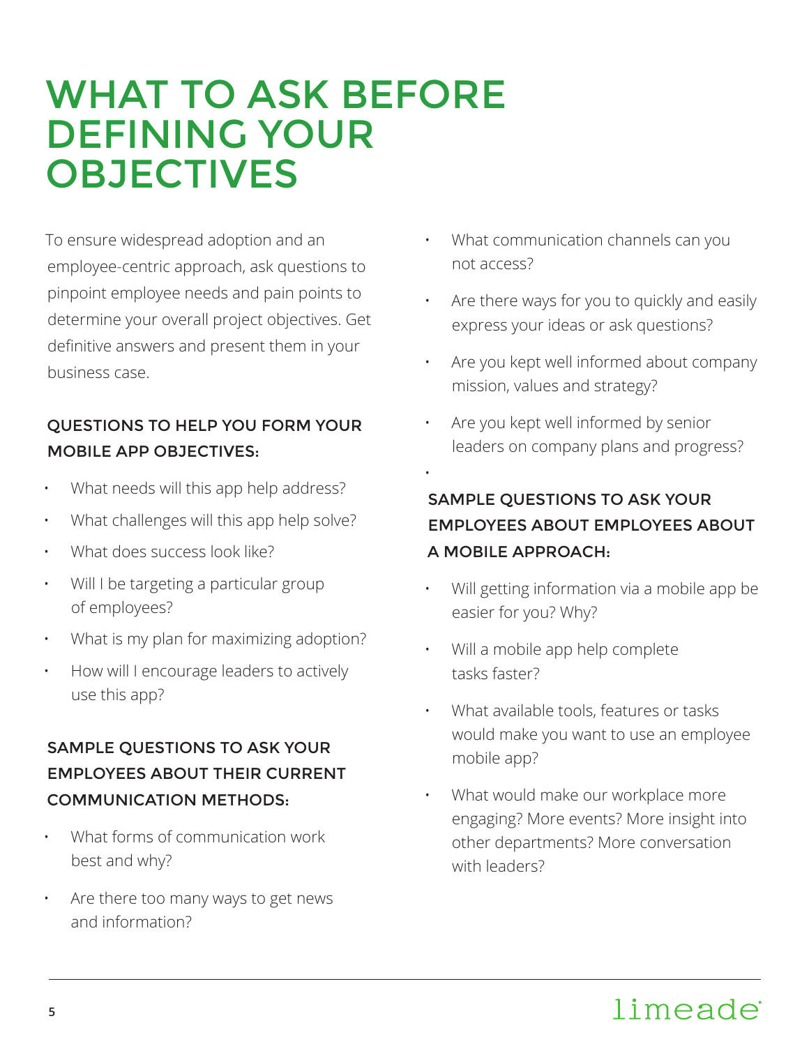# WHAT TO ASK BEFORE DEFINING YOUR OBJECTIVES

To ensure widespread adoption and an employee-centric approach, ask questions to pinpoint employee needs and pain points to determine your overall project objectives. Get definitive answers and present them in your business case.

### QUESTIONS TO HELP YOU FORM YOUR MOBILE APP OBJECTIVES:

- What needs will this app help address?
- What challenges will this app help solve?
- What does success look like?
- Will I be targeting a particular group of employees?
- What is my plan for maximizing adoption?
- How will I encourage leaders to actively use this app?

### SAMPLE QUESTIONS TO ASK YOUR EMPLOYEES ABOUT THEIR CURRENT COMMUNICATION METHODS:

- What forms of communication work best and why?
- Are there too many ways to get news and information?
- What communication channels can you not access?
- Are there ways for you to quickly and easily express your ideas or ask questions?
- Are you kept well informed about company mission, values and strategy?
- Are you kept well informed by senior leaders on company plans and progress?

### SAMPLE QUESTIONS TO ASK YOUR EMPLOYEES ABOUT EMPLOYEES ABOUT A MOBILE APPROACH:

- Will getting information via a mobile app be easier for you? Why?
- Will a mobile app help complete tasks faster?
- What available tools, features or tasks would make you want to use an employee mobile app?
- What would make our workplace more engaging? More events? More insight into other departments? More conversation with leaders?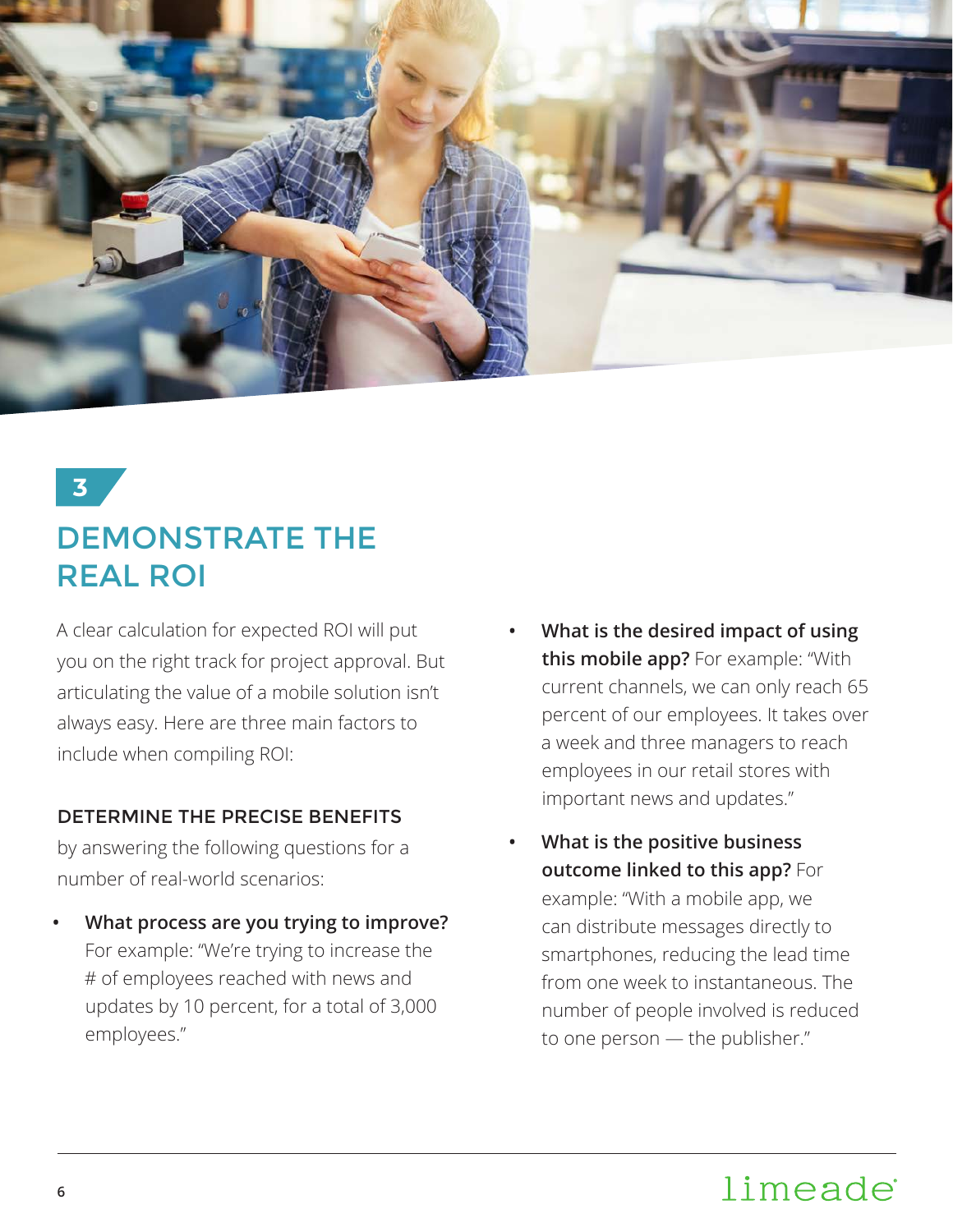3

# DEMONSTRATE THE REAL ROI

A clear calculation for expected ROI will put you on the right track for project approval. But articulating the value of a mobile solution isn't always easy. Here are three main factors to include when compiling ROI:

### DETERMINE THE PRECISE BENEFITS

by answering the following questions for a number of real-world scenarios:

- **What process are you trying to improve?** For example: "We're trying to increase the # of employees reached with news and updates by 10 percent, for a total of 3,000 employees."
- **What is the desired impact of using this mobile app?** For example: "With current channels, we can only reach 65 percent of our employees. It takes over a week and three managers to reach employees in our retail stores with important news and updates."
- **What is the positive business outcome linked to this app?** For example: "With a mobile app, we can distribute messages directly to smartphones, reducing the lead time from one week to instantaneous. The number of people involved is reduced to one person — the publisher."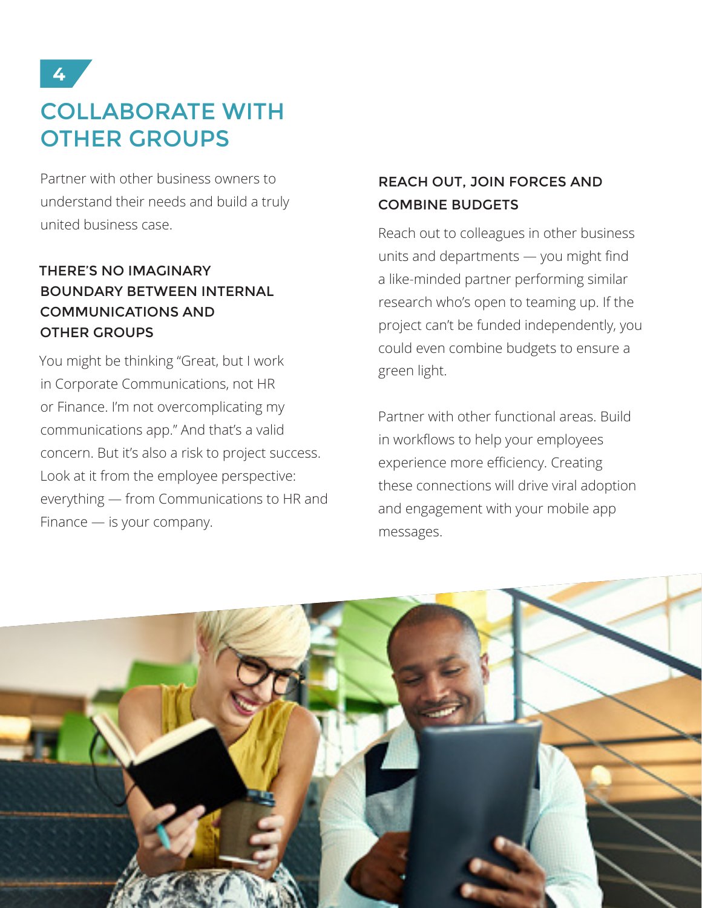4

# COLLABORATE WITH OTHER GROUPS

Partner with other business owners to understand their needs and build a truly united business case.

## THERE'S NO IMAGINARY BOUNDARY BETWEEN INTERNAL COMMUNICATIONS AND OTHER GROUPS

You might be thinking "Great, but I work in Corporate Communications, not HR or Finance. I'm not overcomplicating my communications app." And that's a valid concern. But it's also a risk to project success. Look at it from the employee perspective: everything — from Communications to HR and Finance — is your company.

## REACH OUT, JOIN FORCES AND COMBINE BUDGETS

Reach out to colleagues in other business units and departments — you might find a like-minded partner performing similar research who's open to teaming up. If the project can't be funded independently, you could even combine budgets to ensure a green light.

Partner with other functional areas. Build in workflows to help your employees experience more efficiency. Creating these connections will drive viral adoption and engagement with your mobile app messages.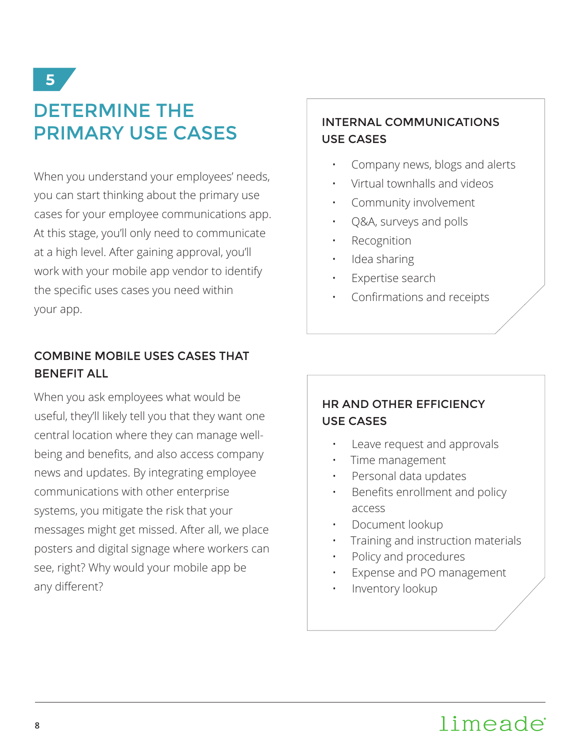5

# DETERMINE THE PRIMARY USE CASES

When you understand your employees' needs, you can start thinking about the primary use cases for your employee communications app. At this stage, you'll only need to communicate at a high level. After gaining approval, you'll work with your mobile app vendor to identify the specific uses cases you need within your app.

### COMBINE MOBILE USES CASES THAT BENEFIT ALL

When you ask employees what would be useful, they'll likely tell you that they want one central location where they can manage well-being and benefits, and also access company news and updates. By integrating employee communications with other enterprise systems, you mitigate the risk that your messages might get missed. After all, we place posters and digital signage where workers can see, right? Why would your mobile app be any different?

### INTERNAL COMMUNICATIONS USE CASES

- Company news, blogs and alerts
- Virtual townhalls and videos
- Community involvement
- Q&A, surveys and polls
- Recognition
- Idea sharing
- Expertise search
- Confirmations and receipts

### HR AND OTHER EFFICIENCY USE CASES

- Leave request and approvals
- Time management
- Personal data updates
- Benefits enrollment and policy access
- Document lookup
- Training and instruction materials
- Policy and procedures
- Expense and PO management
- Inventory lookup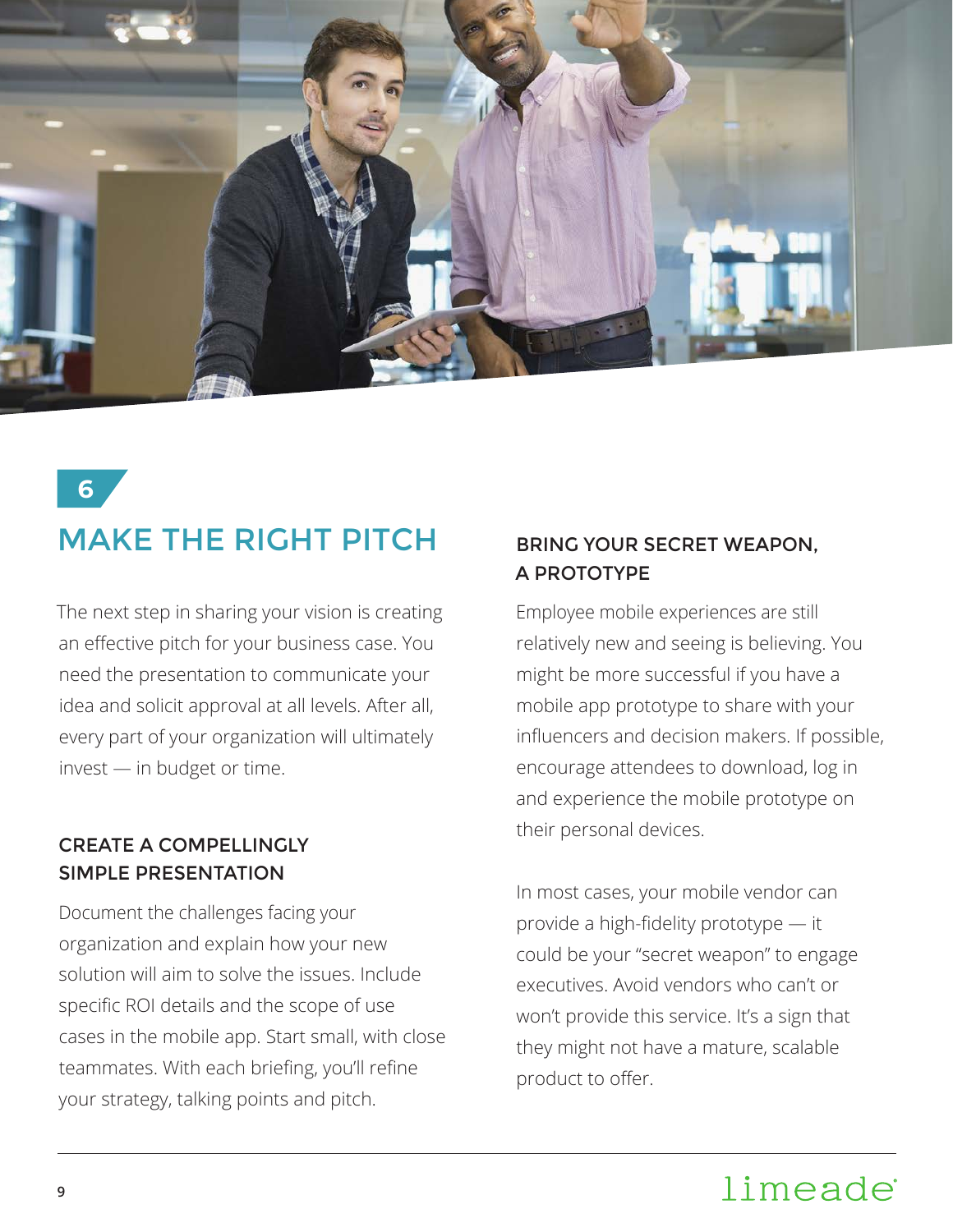6

# MAKE THE RIGHT PITCH

The next step in sharing your vision is creating an effective pitch for your business case. You need the presentation to communicate your idea and solicit approval at all levels. After all, every part of your organization will ultimately invest — in budget or time.

### CREATE A COMPELLINGLY SIMPLE PRESENTATION

Document the challenges facing your organization and explain how your new solution will aim to solve the issues. Include specific ROI details and the scope of use cases in the mobile app. Start small, with close teammates. With each briefing, you'll refine your strategy, talking points and pitch.

### BRING YOUR SECRET WEAPON, A PROTOTYPE

Employee mobile experiences are still relatively new and seeing is believing. You might be more successful if you have a mobile app prototype to share with your influencers and decision makers. If possible, encourage attendees to download, log in and experience the mobile prototype on their personal devices.

In most cases, your mobile vendor can provide a high-fidelity prototype — it could be your "secret weapon" to engage executives. Avoid vendors who can't or won't provide this service. It's a sign that they might not have a mature, scalable product to offer.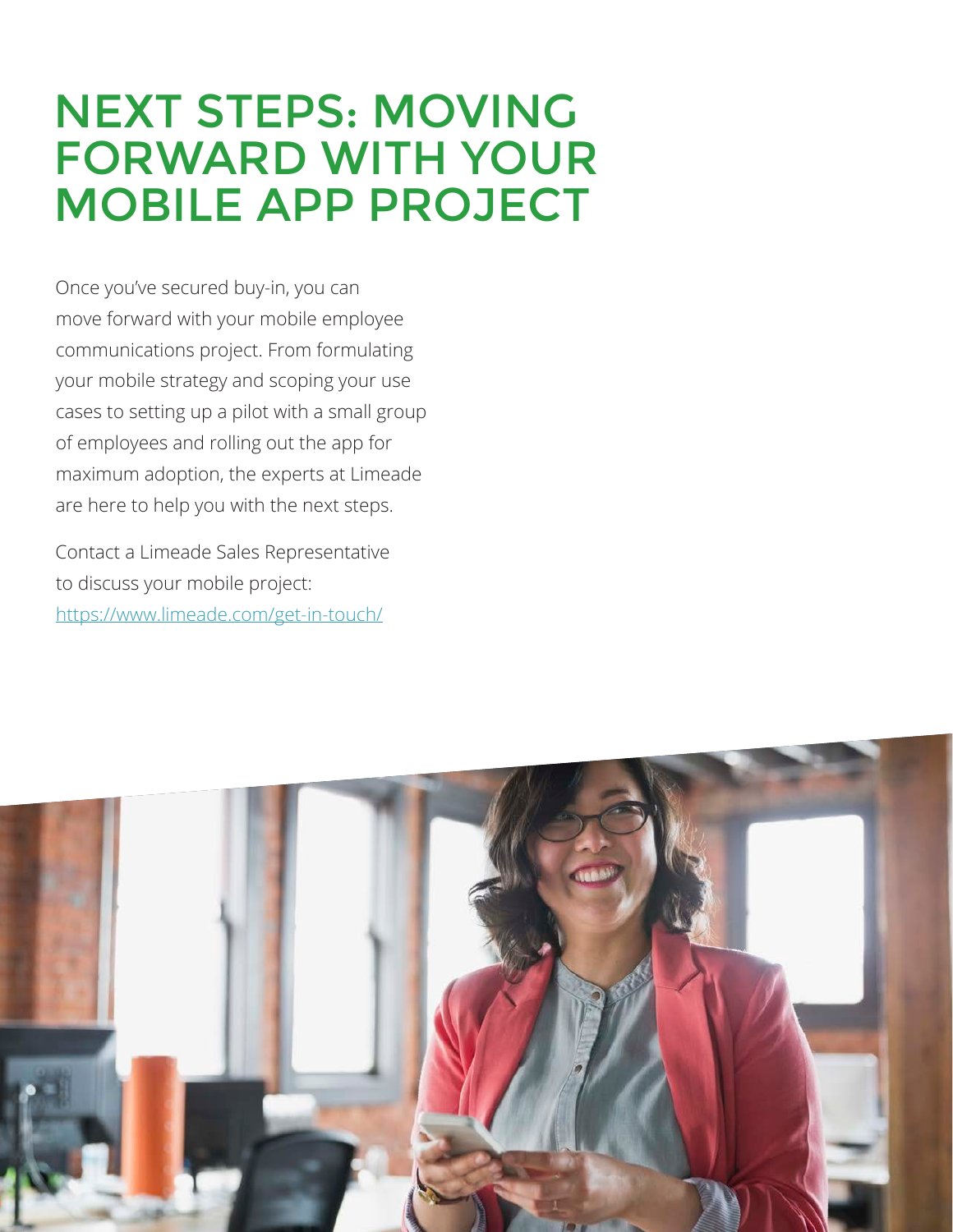# NEXT STEPS: MOVING FORWARD WITH YOUR MOBILE APP PROJECT

Once you've secured buy-in, you can move forward with your mobile employee communications project. From formulating your mobile strategy and scoping your use cases to setting up a pilot with a small group of employees and rolling out the app for maximum adoption, the experts at Limeade are here to help you with the next steps.

Contact a Limeade Sales Representative to discuss your mobile project: [https://www.limeade.com/get-in-touch/](https://www.limeade.com/get-in-touch/)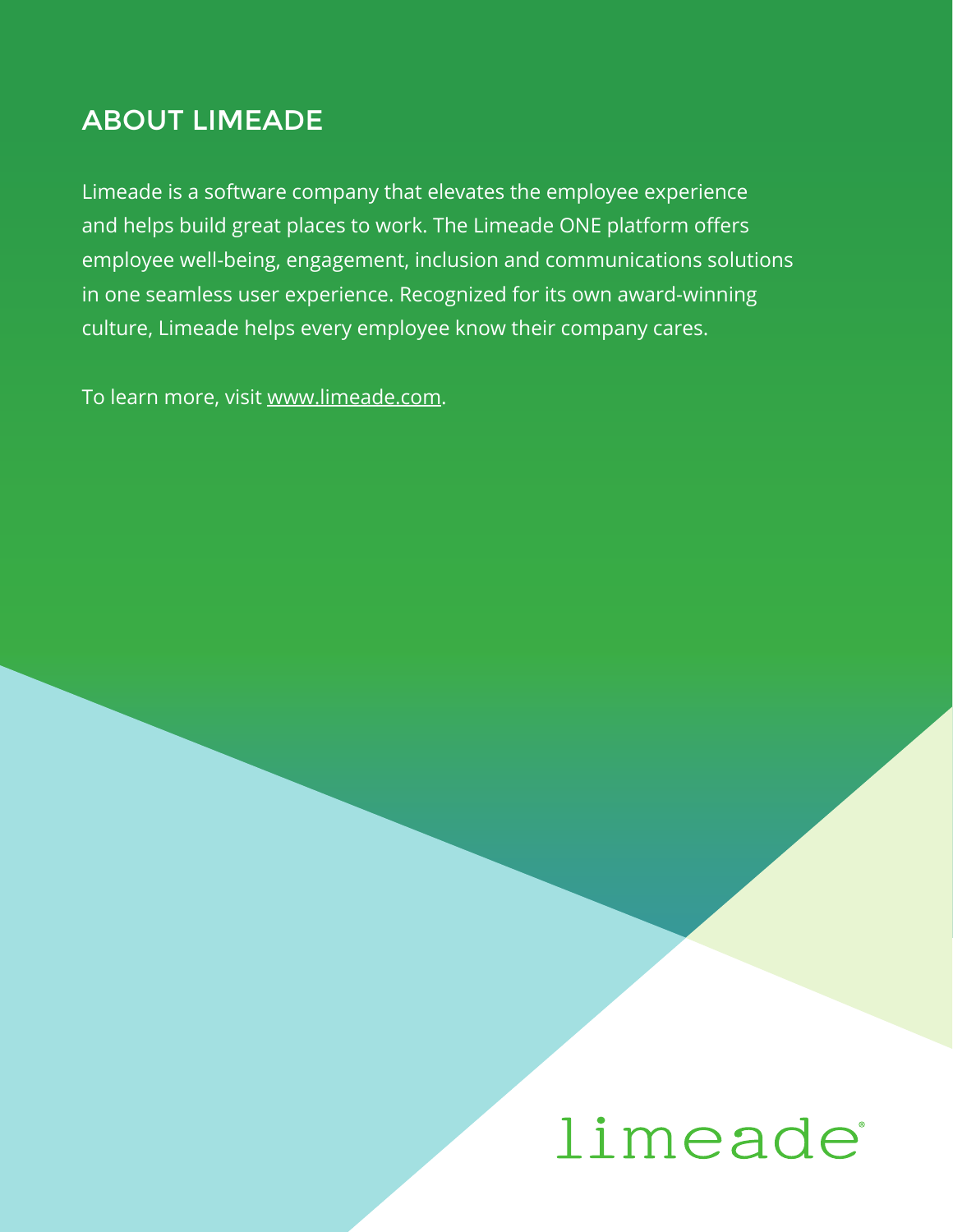## ABOUT LIMEADE

Limeade is a software company that elevates the employee experience and helps build great places to work. The Limeade ONE platform offers employee well-being, engagement, inclusion and communications solutions in one seamless user experience. Recognized for its own award-winning culture, Limeade helps every employee know their company cares.

To learn more, visit www.limeade.com.

limeade®